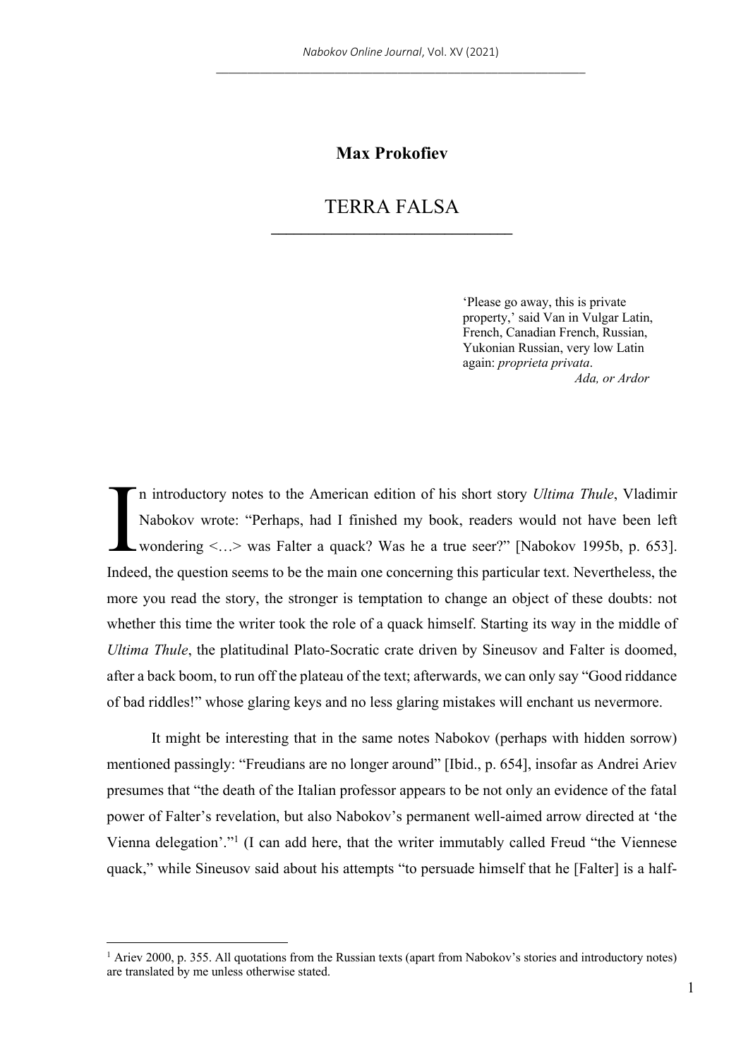**Max Prokofiev**

# TERRA FALSA

> 'Please go away, this is private property,' said Van in Vulgar Latin, French, Canadian French, Russian, Yukonian Russian, very low Latin again: *proprieta privata*.
>
> *Ada, or Ardor*

In introductory notes to the American edition of his short story *Ultima Thule*, Vladimir Nabokov wrote: "Perhaps, had I finished my book, readers would not have been left wondering <…> was Falter a quack? Was he a true seer?" [Nabokov 1995b, p. 653]. Indeed, the question seems to be the main one concerning this particular text. Nevertheless, the more you read the story, the stronger is temptation to change an object of these doubts: not whether this time the writer took the role of a quack himself. Starting its way in the middle of *Ultima Thule*, the platitudinal Plato-Socratic crate driven by Sineusov and Falter is doomed, after a back boom, to run off the plateau of the text; afterwards, we can only say "Good riddance of bad riddles!" whose glaring keys and no less glaring mistakes will enchant us nevermore.

It might be interesting that in the same notes Nabokov (perhaps with hidden sorrow) mentioned passingly: "Freudians are no longer around" [Ibid., p. 654], insofar as Andrei Ariev presumes that "the death of the Italian professor appears to be not only an evidence of the fatal power of Falter's revelation, but also Nabokov's permanent well-aimed arrow directed at 'the Vienna delegation'."[1] (I can add here, that the writer immutably called Freud "the Viennese quack," while Sineusov said about his attempts "to persuade himself that he [Falter] is a half-

[1] Ariev 2000, p. 355. All quotations from the Russian texts (apart from Nabokov's stories and introductory notes) are translated by me unless otherwise stated.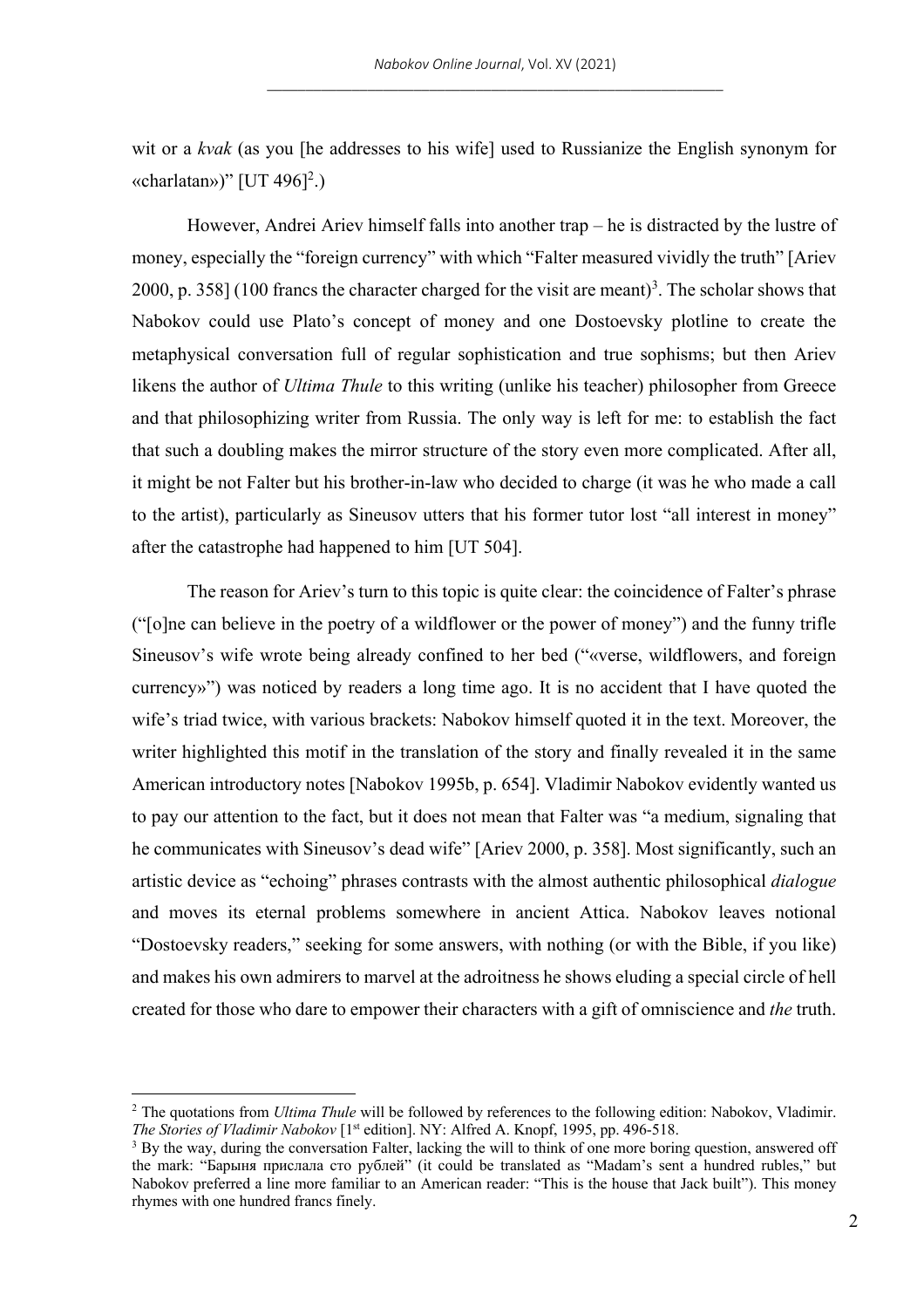wit or a *kvak* (as you [he addresses to his wife] used to Russianize the English synonym for «charlatan»)" [UT 496][2].)

However, Andrei Ariev himself falls into another trap – he is distracted by the lustre of money, especially the "foreign currency" with which "Falter measured vividly the truth" [Ariev 2000, p. 358] (100 francs the character charged for the visit are meant)[3]. The scholar shows that Nabokov could use Plato's concept of money and one Dostoevsky plotline to create the metaphysical conversation full of regular sophistication and true sophisms; but then Ariev likens the author of *Ultima Thule* to this writing (unlike his teacher) philosopher from Greece and that philosophizing writer from Russia. The only way is left for me: to establish the fact that such a doubling makes the mirror structure of the story even more complicated. After all, it might be not Falter but his brother-in-law who decided to charge (it was he who made a call to the artist), particularly as Sineusov utters that his former tutor lost "all interest in money" after the catastrophe had happened to him [UT 504].

The reason for Ariev's turn to this topic is quite clear: the coincidence of Falter's phrase ("[o]ne can believe in the poetry of a wildflower or the power of money") and the funny trifle Sineusov's wife wrote being already confined to her bed ("«verse, wildflowers, and foreign currency»") was noticed by readers a long time ago. It is no accident that I have quoted the wife's triad twice, with various brackets: Nabokov himself quoted it in the text. Moreover, the writer highlighted this motif in the translation of the story and finally revealed it in the same American introductory notes [Nabokov 1995b, p. 654]. Vladimir Nabokov evidently wanted us to pay our attention to the fact, but it does not mean that Falter was "a medium, signaling that he communicates with Sineusov's dead wife" [Ariev 2000, p. 358]. Most significantly, such an artistic device as "echoing" phrases contrasts with the almost authentic philosophical *dialogue* and moves its eternal problems somewhere in ancient Attica. Nabokov leaves notional "Dostoevsky readers," seeking for some answers, with nothing (or with the Bible, if you like) and makes his own admirers to marvel at the adroitness he shows eluding a special circle of hell created for those who dare to empower their characters with a gift of omniscience and *the* truth.

---

[2] The quotations from *Ultima Thule* will be followed by references to the following edition: Nabokov, Vladimir. *The Stories of Vladimir Nabokov* [1st edition]. NY: Alfred A. Knopf, 1995, pp. 496-518.

[3] By the way, during the conversation Falter, lacking the will to think of one more boring question, answered off the mark: "Барыня прислала сто рублей" (it could be translated as "Madam's sent a hundred rubles," but Nabokov preferred a line more familiar to an American reader: "This is the house that Jack built"). This money rhymes with one hundred francs finely.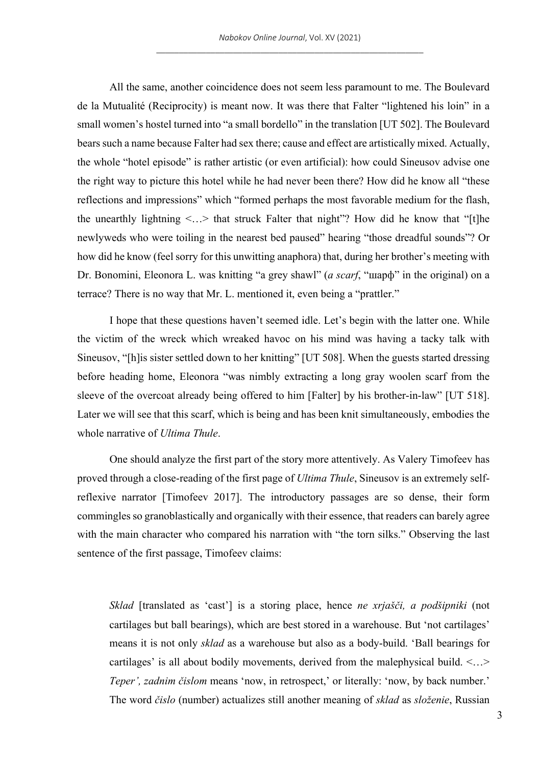All the same, another coincidence does not seem less paramount to me. The Boulevard de la Mutualité (Reciprocity) is meant now. It was there that Falter "lightened his loin" in a small women's hostel turned into "a small bordello" in the translation [UT 502]. The Boulevard bears such a name because Falter had sex there; cause and effect are artistically mixed. Actually, the whole "hotel episode" is rather artistic (or even artificial): how could Sineusov advise one the right way to picture this hotel while he had never been there? How did he know all "these reflections and impressions" which "formed perhaps the most favorable medium for the flash, the unearthly lightning <…> that struck Falter that night"? How did he know that "[t]he newlyweds who were toiling in the nearest bed paused" hearing "those dreadful sounds"? Or how did he know (feel sorry for this unwitting anaphora) that, during her brother's meeting with Dr. Bonomini, Eleonora L. was knitting "a grey shawl" (*a scarf*, "шарф" in the original) on a terrace? There is no way that Mr. L. mentioned it, even being a "prattler."

I hope that these questions haven't seemed idle. Let's begin with the latter one. While the victim of the wreck which wreaked havoc on his mind was having a tacky talk with Sineusov, "[h]is sister settled down to her knitting" [UT 508]. When the guests started dressing before heading home, Eleonora "was nimbly extracting a long gray woolen scarf from the sleeve of the overcoat already being offered to him [Falter] by his brother-in-law" [UT 518]. Later we will see that this scarf, which is being and has been knit simultaneously, embodies the whole narrative of *Ultima Thule*.

One should analyze the first part of the story more attentively. As Valery Timofeev has proved through a close-reading of the first page of *Ultima Thule*, Sineusov is an extremely self-reflexive narrator [Timofeev 2017]. The introductory passages are so dense, their form commingles so granoblastically and organically with their essence, that readers can barely agree with the main character who compared his narration with "the torn silks." Observing the last sentence of the first passage, Timofeev claims:

> *Sklad* [translated as 'cast'] is a storing place, hence *ne xrjašči, a podšipniki* (not cartilages but ball bearings), which are best stored in a warehouse. But 'not cartilages' means it is not only *sklad* as a warehouse but also as a body-build. 'Ball bearings for cartilages' is all about bodily movements, derived from the malephysical build. <…> *Teper', zadnim čislom* means 'now, in retrospect,' or literally: 'now, by back number.' The word *čislo* (number) actualizes still another meaning of *sklad* as *složenie*, Russian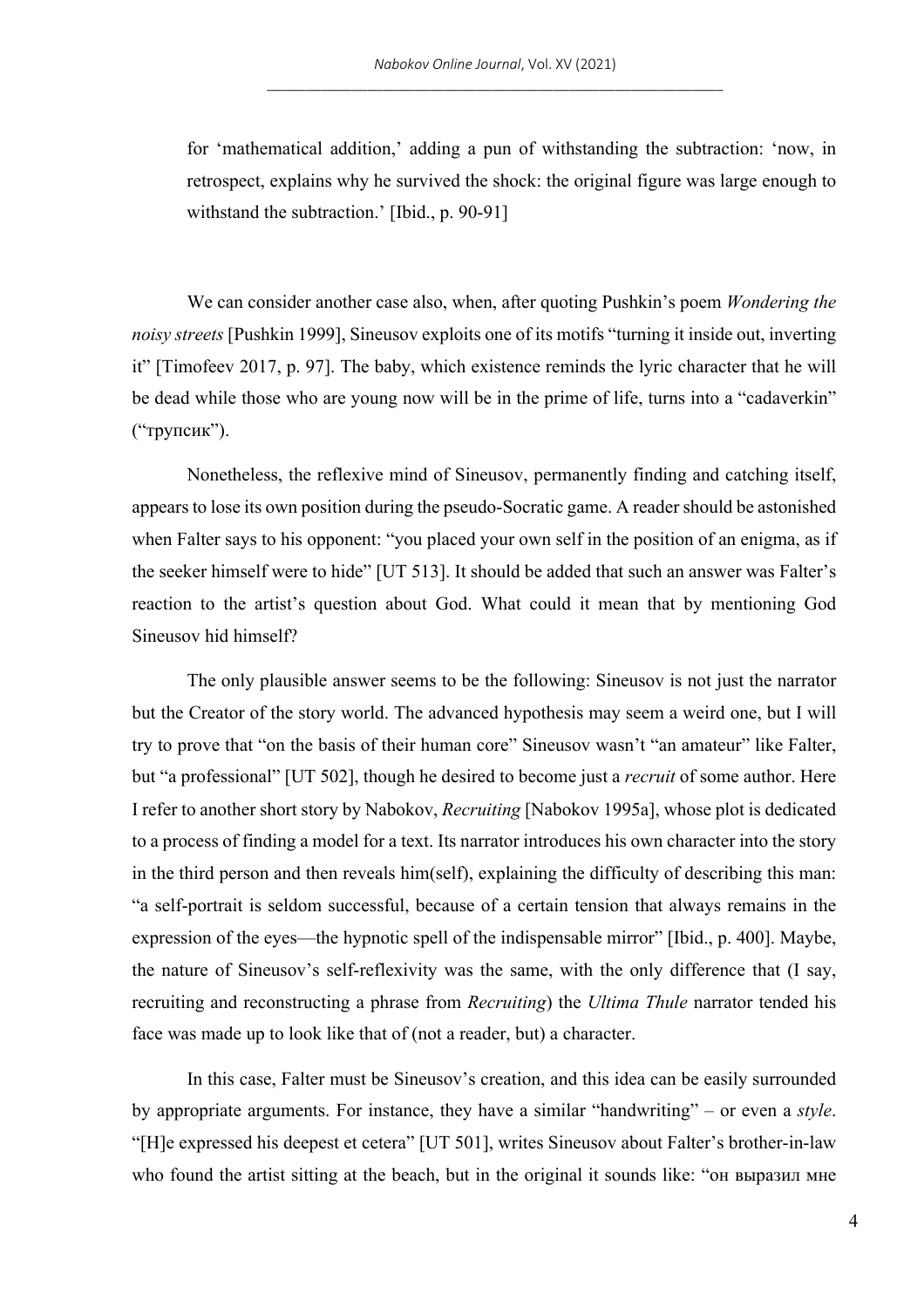for 'mathematical addition,' adding a pun of withstanding the subtraction: 'now, in retrospect, explains why he survived the shock: the original figure was large enough to withstand the subtraction.' [Ibid., p. 90-91]

We can consider another case also, when, after quoting Pushkin's poem *Wondering the noisy streets* [Pushkin 1999], Sineusov exploits one of its motifs "turning it inside out, inverting it" [Timofeev 2017, p. 97]. The baby, which existence reminds the lyric character that he will be dead while those who are young now will be in the prime of life, turns into a "cadaverkin" ("трупсик").

Nonetheless, the reflexive mind of Sineusov, permanently finding and catching itself, appears to lose its own position during the pseudo-Socratic game. A reader should be astonished when Falter says to his opponent: "you placed your own self in the position of an enigma, as if the seeker himself were to hide" [UT 513]. It should be added that such an answer was Falter's reaction to the artist's question about God. What could it mean that by mentioning God Sineusov hid himself?

The only plausible answer seems to be the following: Sineusov is not just the narrator but the Creator of the story world. The advanced hypothesis may seem a weird one, but I will try to prove that "on the basis of their human core" Sineusov wasn't "an amateur" like Falter, but "a professional" [UT 502], though he desired to become just a *recruit* of some author. Here I refer to another short story by Nabokov, *Recruiting* [Nabokov 1995a], whose plot is dedicated to a process of finding a model for a text. Its narrator introduces his own character into the story in the third person and then reveals him(self), explaining the difficulty of describing this man: "a self-portrait is seldom successful, because of a certain tension that always remains in the expression of the eyes—the hypnotic spell of the indispensable mirror" [Ibid., p. 400]. Maybe, the nature of Sineusov's self-reflexivity was the same, with the only difference that (I say, recruiting and reconstructing a phrase from *Recruiting*) the *Ultima Thule* narrator tended his face was made up to look like that of (not a reader, but) a character.

In this case, Falter must be Sineusov's creation, and this idea can be easily surrounded by appropriate arguments. For instance, they have a similar "handwriting" – or even a *style*. "[H]e expressed his deepest et cetera" [UT 501], writes Sineusov about Falter's brother-in-law who found the artist sitting at the beach, but in the original it sounds like: "он выразил мне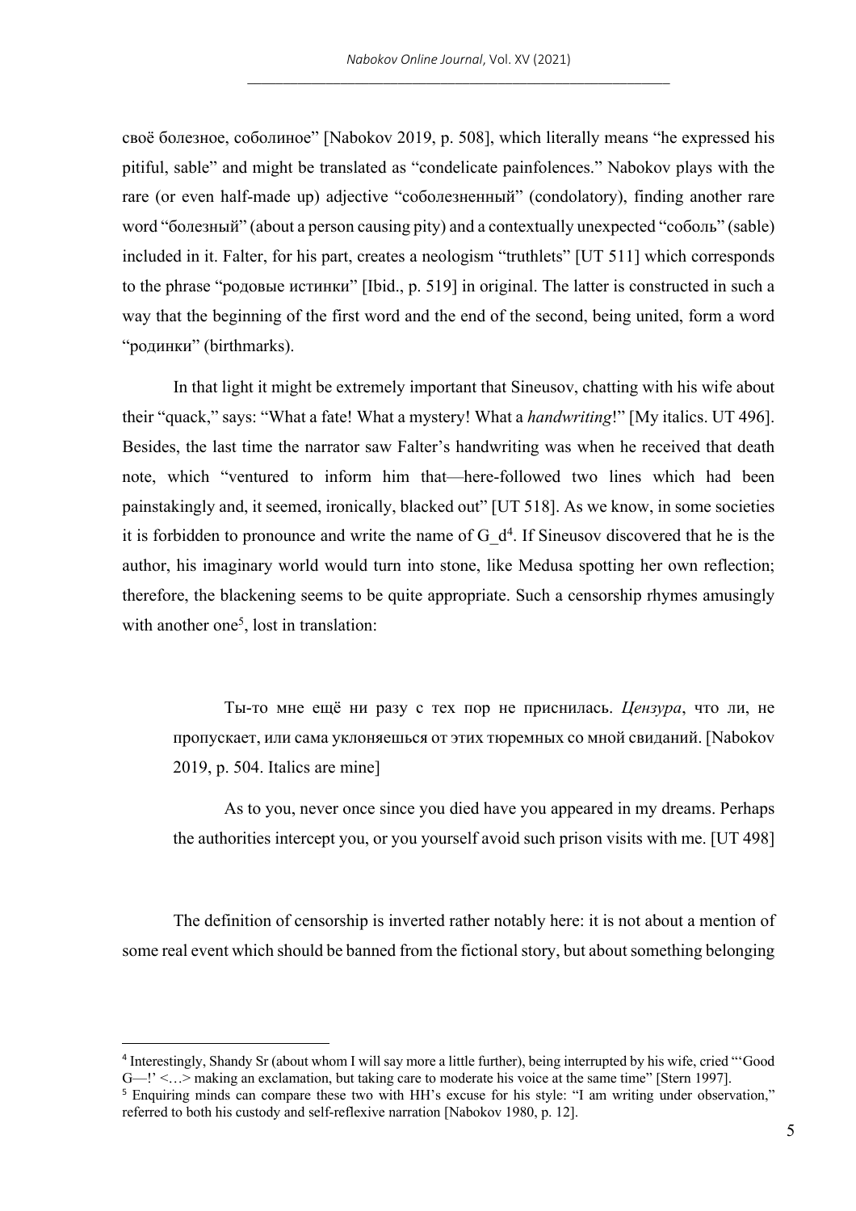своё болезное, соболиное" [Nabokov 2019, p. 508], which literally means "he expressed his pitiful, sable" and might be translated as "condelicate painfolences." Nabokov plays with the rare (or even half-made up) adjective "соболезненный" (condolatory), finding another rare word "болезный" (about a person causing pity) and a contextually unexpected "соболь" (sable) included in it. Falter, for his part, creates a neologism "truthlets" [UT 511] which corresponds to the phrase "родовые истинки" [Ibid., p. 519] in original. The latter is constructed in such a way that the beginning of the first word and the end of the second, being united, form a word "родинки" (birthmarks).

In that light it might be extremely important that Sineusov, chatting with his wife about their "quack," says: "What a fate! What a mystery! What a *handwriting*!" [My italics. UT 496]. Besides, the last time the narrator saw Falter's handwriting was when he received that death note, which "ventured to inform him that—here-followed two lines which had been painstakingly and, it seemed, ironically, blacked out" [UT 518]. As we know, in some societies it is forbidden to pronounce and write the name of G_d[4]. If Sineusov discovered that he is the author, his imaginary world would turn into stone, like Medusa spotting her own reflection; therefore, the blackening seems to be quite appropriate. Such a censorship rhymes amusingly with another one[5], lost in translation:

> Ты-то мне ещё ни разу с тех пор не приснилась. *Цензура*, что ли, не пропускает, или сама уклоняешься от этих тюремных со мной свиданий. [Nabokov 2019, p. 504. Italics are mine]
>
> As to you, never once since you died have you appeared in my dreams. Perhaps the authorities intercept you, or you yourself avoid such prison visits with me. [UT 498]

The definition of censorship is inverted rather notably here: it is not about a mention of some real event which should be banned from the fictional story, but about something belonging

---

[4] Interestingly, Shandy Sr (about whom I will say more a little further), being interrupted by his wife, cried "'Good G—!' <…> making an exclamation, but taking care to moderate his voice at the same time" [Stern 1997].

[5] Enquiring minds can compare these two with HH's excuse for his style: "I am writing under observation," referred to both his custody and self-reflexive narration [Nabokov 1980, p. 12].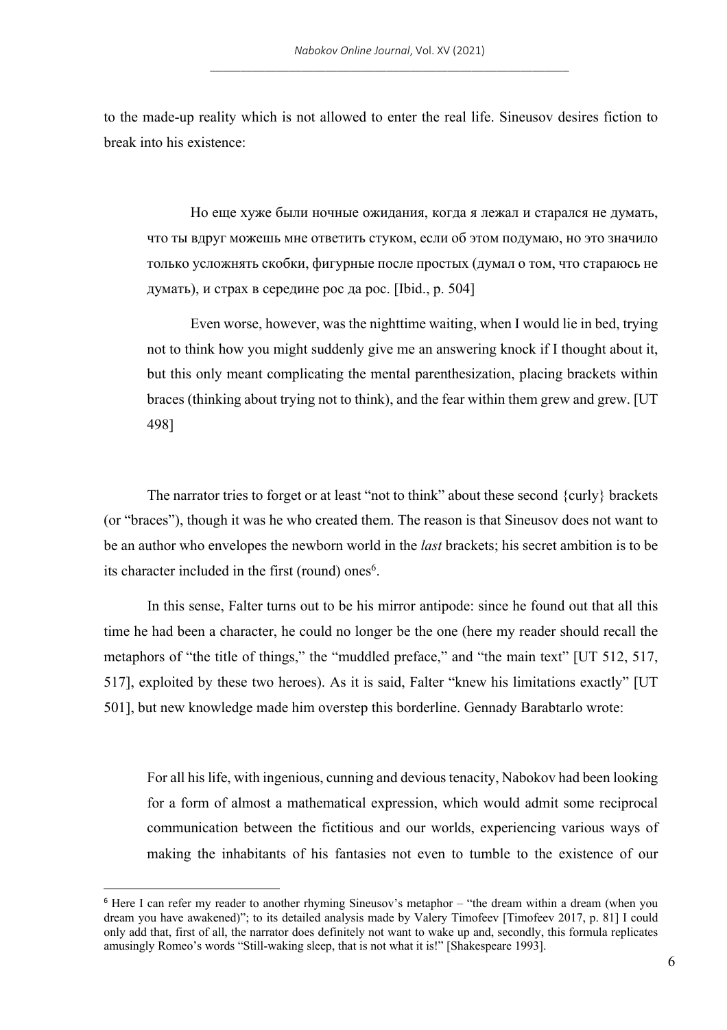to the made-up reality which is not allowed to enter the real life. Sineusov desires fiction to break into his existence:

> Но еще хуже были ночные ожидания, когда я лежал и старался не думать, что ты вдруг можешь мне ответить стуком, если об этом подумаю, но это значило только усложнять скобки, фигурные после простых (думал о том, что стараюсь не думать), и страх в середине рос да рос. [Ibid., p. 504]
>
> Even worse, however, was the nighttime waiting, when I would lie in bed, trying not to think how you might suddenly give me an answering knock if I thought about it, but this only meant complicating the mental parenthesization, placing brackets within braces (thinking about trying not to think), and the fear within them grew and grew. [UT 498]

The narrator tries to forget or at least "not to think" about these second {curly} brackets (or "braces"), though it was he who created them. The reason is that Sineusov does not want to be an author who envelopes the newborn world in the *last* brackets; his secret ambition is to be its character included in the first (round) ones[6].

In this sense, Falter turns out to be his mirror antipode: since he found out that all this time he had been a character, he could no longer be the one (here my reader should recall the metaphors of "the title of things," the "muddled preface," and "the main text" [UT 512, 517, 517], exploited by these two heroes). As it is said, Falter "knew his limitations exactly" [UT 501], but new knowledge made him overstep this borderline. Gennady Barabtarlo wrote:

> For all his life, with ingenious, cunning and devious tenacity, Nabokov had been looking for a form of almost a mathematical expression, which would admit some reciprocal communication between the fictitious and our worlds, experiencing various ways of making the inhabitants of his fantasies not even to tumble to the existence of our

[6] Here I can refer my reader to another rhyming Sineusov's metaphor – "the dream within a dream (when you dream you have awakened)"; to its detailed analysis made by Valery Timofeev [Timofeev 2017, p. 81] I could only add that, first of all, the narrator does definitely not want to wake up and, secondly, this formula replicates amusingly Romeo's words "Still-waking sleep, that is not what it is!" [Shakespeare 1993].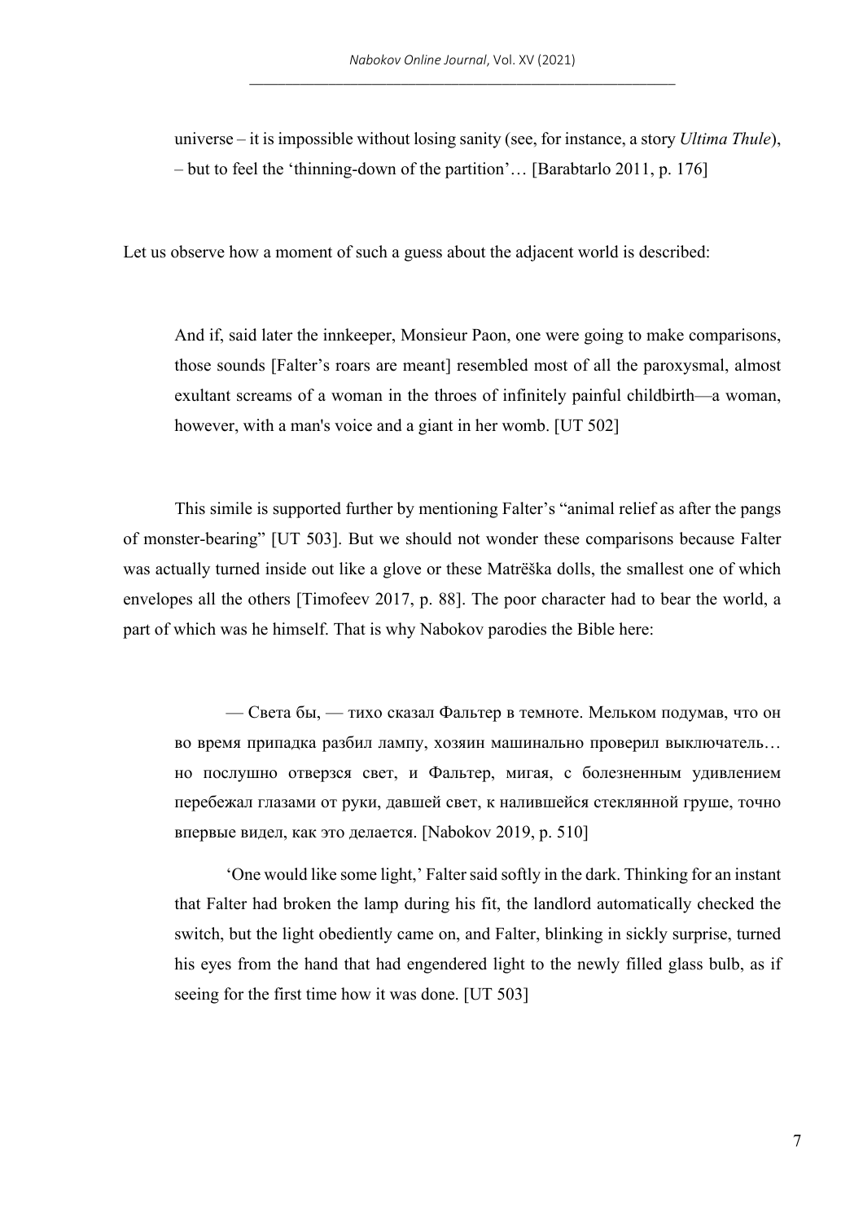universe – it is impossible without losing sanity (see, for instance, a story *Ultima Thule*), – but to feel the 'thinning-down of the partition'… [Barabtarlo 2011, p. 176]

Let us observe how a moment of such a guess about the adjacent world is described:

> And if, said later the innkeeper, Monsieur Paon, one were going to make comparisons, those sounds [Falter's roars are meant] resembled most of all the paroxysmal, almost exultant screams of a woman in the throes of infinitely painful childbirth—a woman, however, with a man's voice and a giant in her womb. [UT 502]

This simile is supported further by mentioning Falter's "animal relief as after the pangs of monster-bearing" [UT 503]. But we should not wonder these comparisons because Falter was actually turned inside out like a glove or these Matrëška dolls, the smallest one of which envelopes all the others [Timofeev 2017, p. 88]. The poor character had to bear the world, a part of which was he himself. That is why Nabokov parodies the Bible here:

> — Света бы, — тихо сказал Фальтер в темноте. Мельком подумав, что он во время припадка разбил лампу, хозяин машинально проверил выключатель… но послушно отверзся свет, и Фальтер, мигая, с болезненным удивлением перебежал глазами от руки, давшей свет, к налившейся стеклянной груше, точно впервые видел, как это делается. [Nabokov 2019, p. 510]
>
> 'One would like some light,' Falter said softly in the dark. Thinking for an instant that Falter had broken the lamp during his fit, the landlord automatically checked the switch, but the light obediently came on, and Falter, blinking in sickly surprise, turned his eyes from the hand that had engendered light to the newly filled glass bulb, as if seeing for the first time how it was done. [UT 503]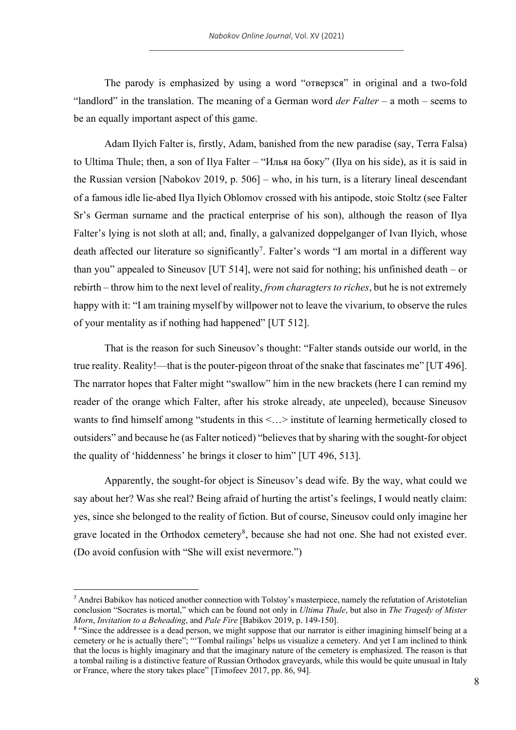The parody is emphasized by using a word "отверзся" in original and a two-fold "landlord" in the translation. The meaning of a German word *der Falter* – a moth – seems to be an equally important aspect of this game.

Adam Ilyich Falter is, firstly, Adam, banished from the new paradise (say, Terra Falsa) to Ultima Thule; then, a son of Ilya Falter – "Илья на боку" (Ilya on his side), as it is said in the Russian version [Nabokov 2019, p. 506] – who, in his turn, is a literary lineal descendant of a famous idle lie-abed Ilya Ilyich Oblomov crossed with his antipode, stoic Stoltz (see Falter Sr's German surname and the practical enterprise of his son), although the reason of Ilya Falter's lying is not sloth at all; and, finally, a galvanized doppelganger of Ivan Ilyich, whose death affected our literature so significantly[7]. Falter's words "I am mortal in a different way than you" appealed to Sineusov [UT 514], were not said for nothing; his unfinished death – or rebirth – throw him to the next level of reality, *from charagters to riches*, but he is not extremely happy with it: "I am training myself by willpower not to leave the vivarium, to observe the rules of your mentality as if nothing had happened" [UT 512].

That is the reason for such Sineusov's thought: "Falter stands outside our world, in the true reality. Reality!—that is the pouter-pigeon throat of the snake that fascinates me" [UT 496]. The narrator hopes that Falter might "swallow" him in the new brackets (here I can remind my reader of the orange which Falter, after his stroke already, ate unpeeled), because Sineusov wants to find himself among "students in this <…> institute of learning hermetically closed to outsiders" and because he (as Falter noticed) "believes that by sharing with the sought-for object the quality of 'hiddenness' he brings it closer to him" [UT 496, 513].

Apparently, the sought-for object is Sineusov's dead wife. By the way, what could we say about her? Was she real? Being afraid of hurting the artist's feelings, I would neatly claim: yes, since she belonged to the reality of fiction. But of course, Sineusov could only imagine her grave located in the Orthodox cemetery[8], because she had not one. She had not existed ever. (Do avoid confusion with "She will exist nevermore.")

---

[7] Andrei Babikov has noticed another connection with Tolstoy's masterpiece, namely the refutation of Aristotelian conclusion "Socrates is mortal," which can be found not only in *Ultima Thule*, but also in *The Tragedy of Mister Morn*, *Invitation to a Beheading*, and *Pale Fire* [Babikov 2019, p. 149-150].

[8] "Since the addressee is a dead person, we might suppose that our narrator is either imagining himself being at a cemetery or he is actually there"; "'Tombal railings' helps us visualize a cemetery. And yet I am inclined to think that the locus is highly imaginary and that the imaginary nature of the cemetery is emphasized. The reason is that a tombal railing is a distinctive feature of Russian Orthodox graveyards, while this would be quite unusual in Italy or France, where the story takes place" [Timofeev 2017, pp. 86, 94].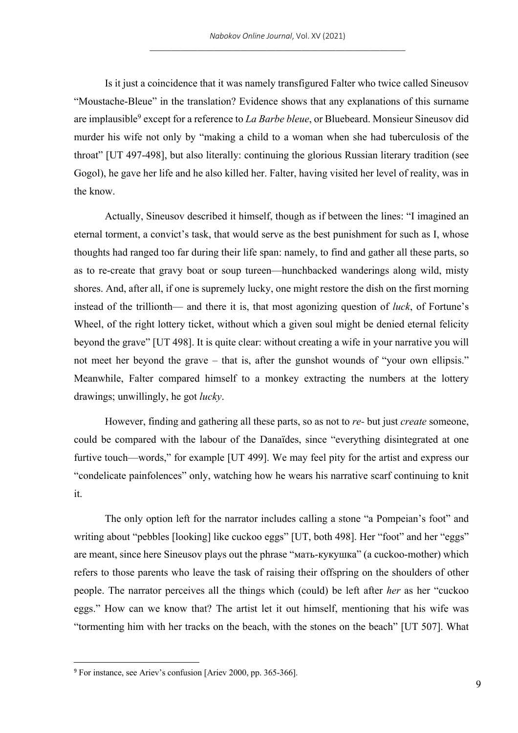Is it just a coincidence that it was namely transfigured Falter who twice called Sineusov "Moustache-Bleue" in the translation? Evidence shows that any explanations of this surname are implausible[9] except for a reference to *La Barbe bleue*, or Bluebeard. Monsieur Sineusov did murder his wife not only by "making a child to a woman when she had tuberculosis of the throat" [UT 497-498], but also literally: continuing the glorious Russian literary tradition (see Gogol), he gave her life and he also killed her. Falter, having visited her level of reality, was in the know.

Actually, Sineusov described it himself, though as if between the lines: "I imagined an eternal torment, a convict's task, that would serve as the best punishment for such as I, whose thoughts had ranged too far during their life span: namely, to find and gather all these parts, so as to re-create that gravy boat or soup tureen—hunchbacked wanderings along wild, misty shores. And, after all, if one is supremely lucky, one might restore the dish on the first morning instead of the trillionth— and there it is, that most agonizing question of *luck*, of Fortune's Wheel, of the right lottery ticket, without which a given soul might be denied eternal felicity beyond the grave" [UT 498]. It is quite clear: without creating a wife in your narrative you will not meet her beyond the grave – that is, after the gunshot wounds of "your own ellipsis." Meanwhile, Falter compared himself to a monkey extracting the numbers at the lottery drawings; unwillingly, he got *lucky*.

However, finding and gathering all these parts, so as not to *re-* but just *create* someone, could be compared with the labour of the Danaïdes, since "everything disintegrated at one furtive touch—words," for example [UT 499]. We may feel pity for the artist and express our "condelicate painfolences" only, watching how he wears his narrative scarf continuing to knit it.

The only option left for the narrator includes calling a stone "a Pompeian's foot" and writing about "pebbles [looking] like cuckoo eggs" [UT, both 498]. Her "foot" and her "eggs" are meant, since here Sineusov plays out the phrase "мать-кукушка" (a cuckoo-mother) which refers to those parents who leave the task of raising their offspring on the shoulders of other people. The narrator perceives all the things which (could) be left after *her* as her "cuckoo eggs." How can we know that? The artist let it out himself, mentioning that his wife was "tormenting him with her tracks on the beach, with the stones on the beach" [UT 507]. What

[9] For instance, see Ariev's confusion [Ariev 2000, pp. 365-366].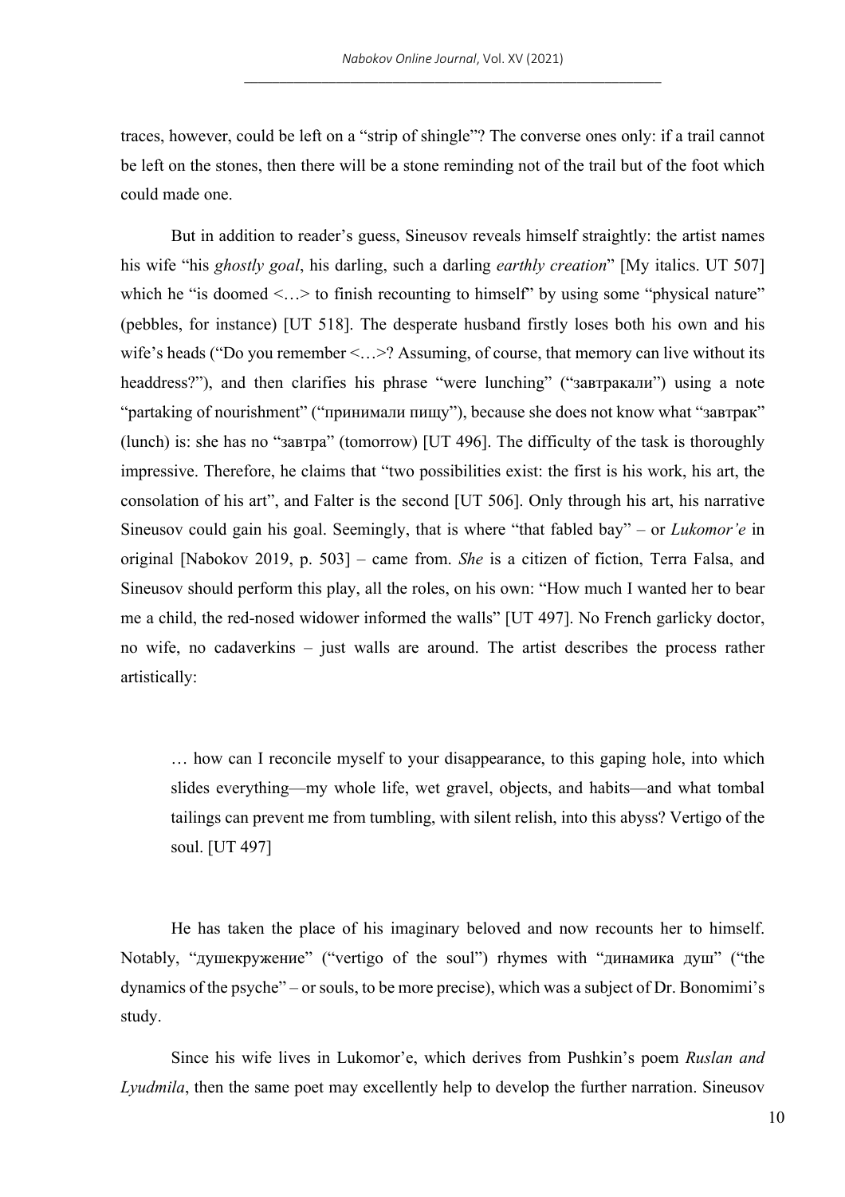traces, however, could be left on a "strip of shingle"? The converse ones only: if a trail cannot be left on the stones, then there will be a stone reminding not of the trail but of the foot which could made one.

But in addition to reader's guess, Sineusov reveals himself straightly: the artist names his wife "his *ghostly goal*, his darling, such a darling *earthly creation*" [My italics. UT 507] which he "is doomed <…> to finish recounting to himself" by using some "physical nature" (pebbles, for instance) [UT 518]. The desperate husband firstly loses both his own and his wife's heads ("Do you remember <…>? Assuming, of course, that memory can live without its headdress?"), and then clarifies his phrase "were lunching" ("завтракали") using a note "partaking of nourishment" ("принимали пищу"), because she does not know what "завтрак" (lunch) is: she has no "завтра" (tomorrow) [UT 496]. The difficulty of the task is thoroughly impressive. Therefore, he claims that "two possibilities exist: the first is his work, his art, the consolation of his art", and Falter is the second [UT 506]. Only through his art, his narrative Sineusov could gain his goal. Seemingly, that is where "that fabled bay" – or *Lukomor'e* in original [Nabokov 2019, p. 503] – came from. *She* is a citizen of fiction, Terra Falsa, and Sineusov should perform this play, all the roles, on his own: "How much I wanted her to bear me a child, the red-nosed widower informed the walls" [UT 497]. No French garlicky doctor, no wife, no cadaverkins – just walls are around. The artist describes the process rather artistically:

> … how can I reconcile myself to your disappearance, to this gaping hole, into which slides everything—my whole life, wet gravel, objects, and habits—and what tombal tailings can prevent me from tumbling, with silent relish, into this abyss? Vertigo of the soul. [UT 497]

He has taken the place of his imaginary beloved and now recounts her to himself. Notably, "душекружение" ("vertigo of the soul") rhymes with "динамика душ" ("the dynamics of the psyche" – or souls, to be more precise), which was a subject of Dr. Bonomimi's study.

Since his wife lives in Lukomor'e, which derives from Pushkin's poem *Ruslan and Lyudmila*, then the same poet may excellently help to develop the further narration. Sineusov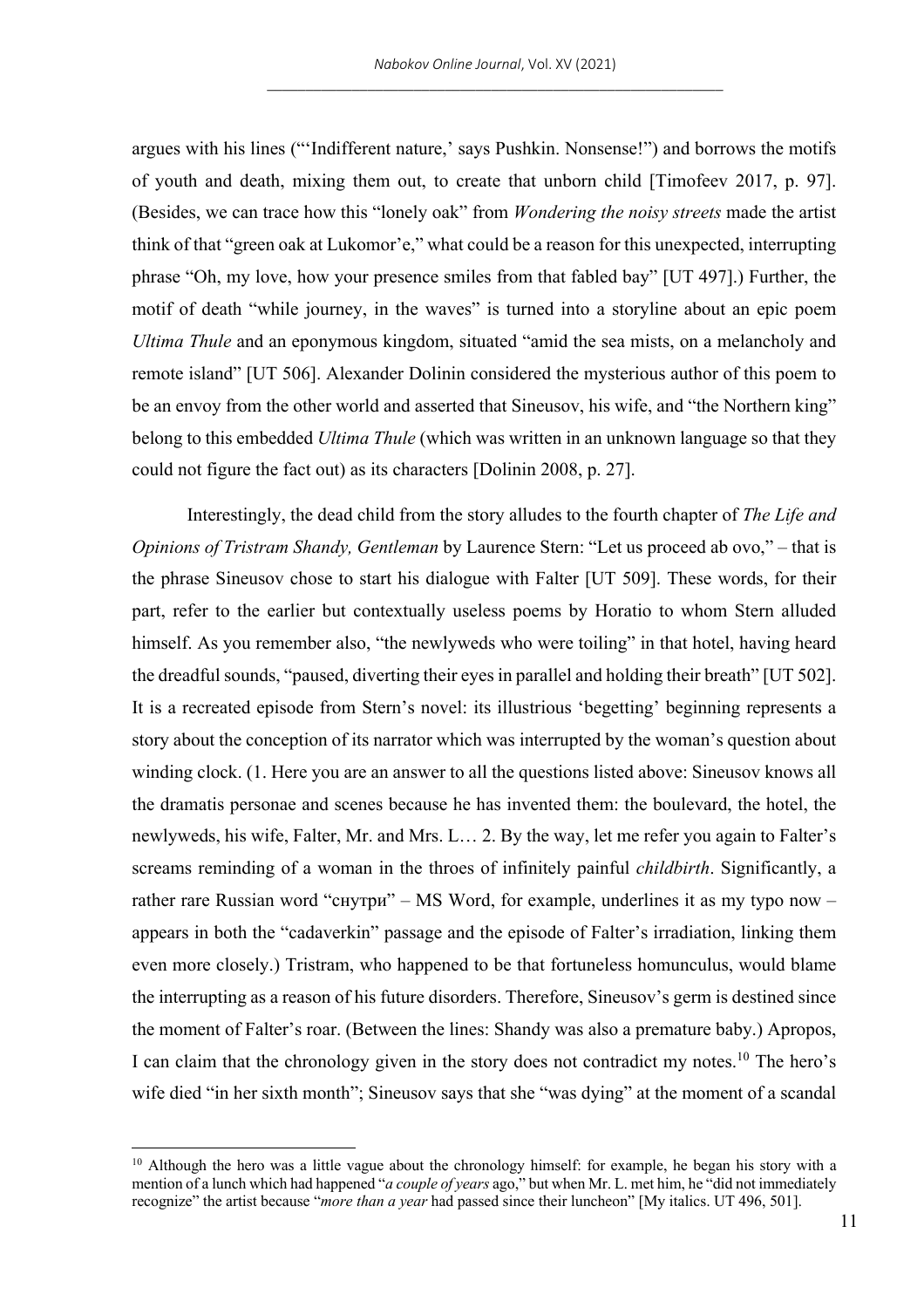argues with his lines ("'Indifferent nature,' says Pushkin. Nonsense!") and borrows the motifs of youth and death, mixing them out, to create that unborn child [Timofeev 2017, p. 97]. (Besides, we can trace how this "lonely oak" from *Wondering the noisy streets* made the artist think of that "green oak at Lukomor'e," what could be a reason for this unexpected, interrupting phrase "Oh, my love, how your presence smiles from that fabled bay" [UT 497].) Further, the motif of death "while journey, in the waves" is turned into a storyline about an epic poem *Ultima Thule* and an eponymous kingdom, situated "amid the sea mists, on a melancholy and remote island" [UT 506]. Alexander Dolinin considered the mysterious author of this poem to be an envoy from the other world and asserted that Sineusov, his wife, and "the Northern king" belong to this embedded *Ultima Thule* (which was written in an unknown language so that they could not figure the fact out) as its characters [Dolinin 2008, p. 27].

Interestingly, the dead child from the story alludes to the fourth chapter of *The Life and Opinions of Tristram Shandy, Gentleman* by Laurence Stern: "Let us proceed ab ovo," – that is the phrase Sineusov chose to start his dialogue with Falter [UT 509]. These words, for their part, refer to the earlier but contextually useless poems by Horatio to whom Stern alluded himself. As you remember also, "the newlyweds who were toiling" in that hotel, having heard the dreadful sounds, "paused, diverting their eyes in parallel and holding their breath" [UT 502]. It is a recreated episode from Stern's novel: its illustrious 'begetting' beginning represents a story about the conception of its narrator which was interrupted by the woman's question about winding clock. (1. Here you are an answer to all the questions listed above: Sineusov knows all the dramatis personae and scenes because he has invented them: the boulevard, the hotel, the newlyweds, his wife, Falter, Mr. and Mrs. L… 2. By the way, let me refer you again to Falter's screams reminding of a woman in the throes of infinitely painful *childbirth*. Significantly, a rather rare Russian word "снутри" – MS Word, for example, underlines it as my typo now – appears in both the "cadaverkin" passage and the episode of Falter's irradiation, linking them even more closely.) Tristram, who happened to be that fortuneless homunculus, would blame the interrupting as a reason of his future disorders. Therefore, Sineusov's germ is destined since the moment of Falter's roar. (Between the lines: Shandy was also a premature baby.) Apropos, I can claim that the chronology given in the story does not contradict my notes.[10] The hero's wife died "in her sixth month"; Sineusov says that she "was dying" at the moment of a scandal

---

[10] Although the hero was a little vague about the chronology himself: for example, he began his story with a mention of a lunch which had happened "*a couple of years* ago," but when Mr. L. met him, he "did not immediately recognize" the artist because "*more than a year* had passed since their luncheon" [My italics. UT 496, 501].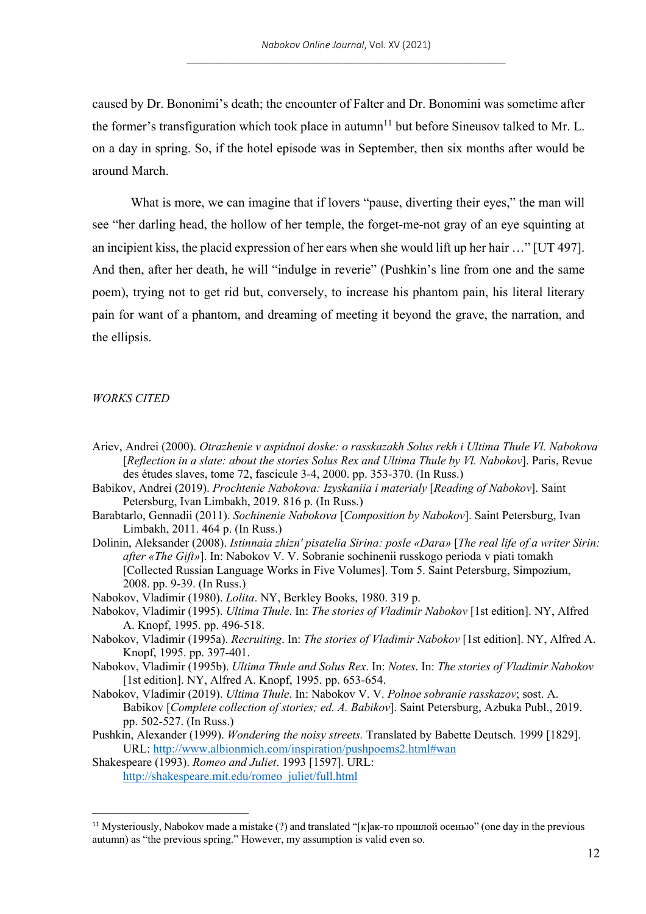caused by Dr. Bononimi's death; the encounter of Falter and Dr. Bonomini was sometime after the former's transfiguration which took place in autumn[11] but before Sineusov talked to Mr. L. on a day in spring. So, if the hotel episode was in September, then six months after would be around March.

What is more, we can imagine that if lovers "pause, diverting their eyes," the man will see "her darling head, the hollow of her temple, the forget-me-not gray of an eye squinting at an incipient kiss, the placid expression of her ears when she would lift up her hair …" [UT 497]. And then, after her death, he will "indulge in reverie" (Pushkin's line from one and the same poem), trying not to get rid but, conversely, to increase his phantom pain, his literal literary pain for want of a phantom, and dreaming of meeting it beyond the grave, the narration, and the ellipsis.

*WORKS CITED*

Ariev, Andrei (2000). *Otrazhenie v aspidnoi doske: o rasskazakh Solus rekh i Ultima Thule Vl. Nabokova* [*Reflection in a slate: about the stories Solus Rex and Ultima Thule by Vl. Nabokov*]. Paris, Revue des études slaves, tome 72, fascicule 3-4, 2000. pp. 353-370. (In Russ.)

Babikov, Andrei (2019). *Prochtenie Nabokova: Izyskaniia i materialy* [*Reading of Nabokov*]. Saint Petersburg, Ivan Limbakh, 2019. 816 p. (In Russ.)

Barabtarlo, Gennadii (2011). *Sochinenie Nabokova* [*Composition by Nabokov*]. Saint Petersburg, Ivan Limbakh, 2011. 464 p. (In Russ.)

Dolinin, Aleksander (2008). *Istinnaia zhizn' pisatelia Sirina: posle «Dara»* [*The real life of a writer Sirin: after «The Gift»*]. In: Nabokov V. V. Sobranie sochinenii russkogo perioda v piati tomakh [Collected Russian Language Works in Five Volumes]. Tom 5. Saint Petersburg, Simpozium, 2008. pp. 9-39. (In Russ.)

Nabokov, Vladimir (1980). *Lolita*. NY, Berkley Books, 1980. 319 p.

Nabokov, Vladimir (1995). *Ultima Thule*. In: *The stories of Vladimir Nabokov* [1st edition]. NY, Alfred A. Knopf, 1995. pp. 496-518.

Nabokov, Vladimir (1995a). *Recruiting*. In: *The stories of Vladimir Nabokov* [1st edition]. NY, Alfred A. Knopf, 1995. pp. 397-401.

Nabokov, Vladimir (1995b). *Ultima Thule and Solus Rex*. In: *Notes*. In: *The stories of Vladimir Nabokov* [1st edition]. NY, Alfred A. Knopf, 1995. pp. 653-654.

Nabokov, Vladimir (2019). *Ultima Thule*. In: Nabokov V. V. *Polnoe sobranie rasskazov*; sost. A. Babikov [*Complete collection of stories; ed. A. Babikov*]. Saint Petersburg, Azbuka Publ., 2019. pp. 502-527. (In Russ.)

Pushkin, Alexander (1999). *Wondering the noisy streets.* Translated by Babette Deutsch. 1999 [1829]. URL: http://www.albionmich.com/inspiration/pushpoems2.html#wan

Shakespeare (1993). *Romeo and Juliet*. 1993 [1597]. URL: http://shakespeare.mit.edu/romeo_juliet/full.html

[11] Mysteriously, Nabokov made a mistake (?) and translated "[к]ак-то прошлой осенью" (one day in the previous autumn) as "the previous spring." However, my assumption is valid even so.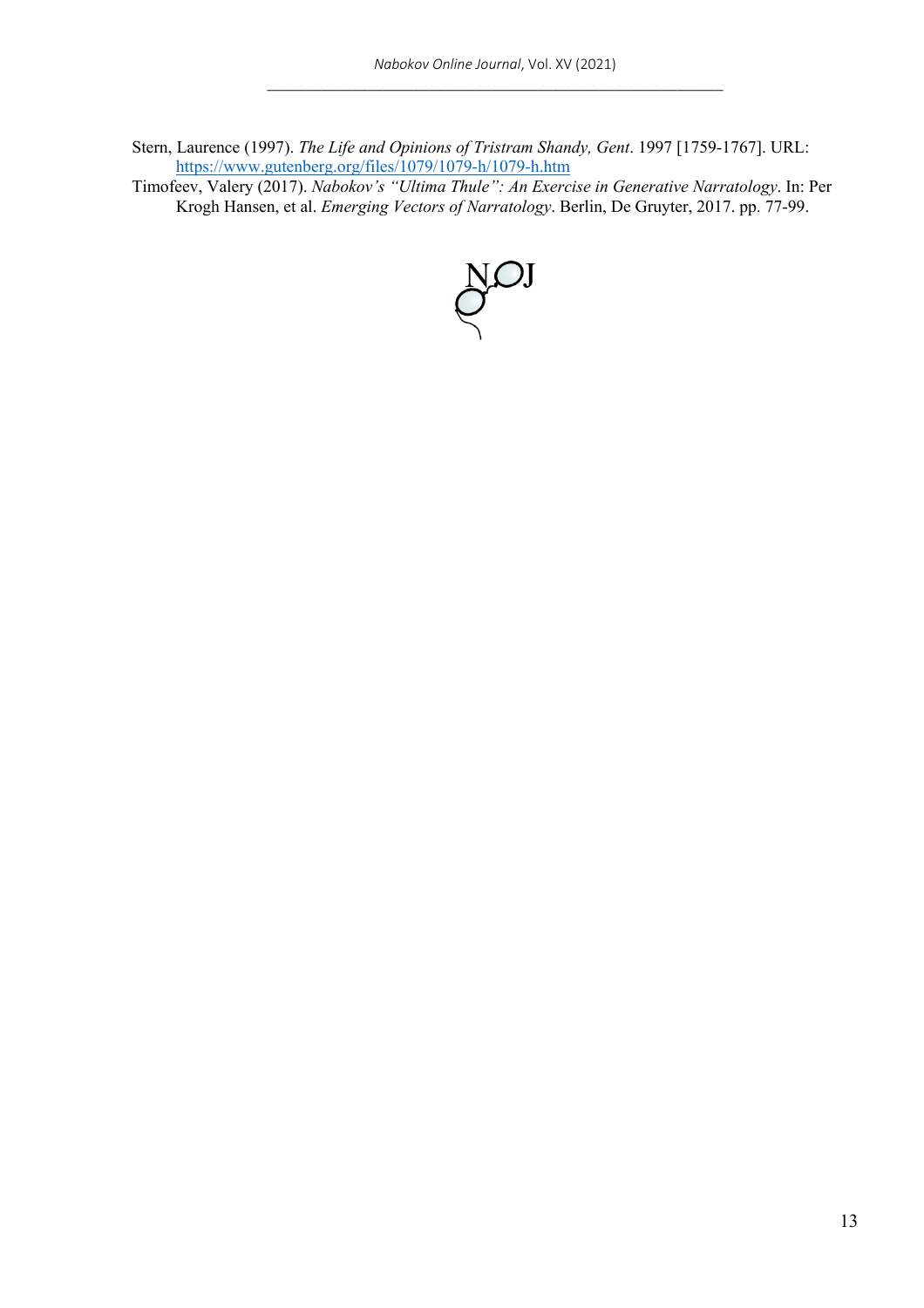Stern, Laurence (1997). *The Life and Opinions of Tristram Shandy, Gent*. 1997 [1759-1767]. URL: https://www.gutenberg.org/files/1079/1079-h/1079-h.htm

Timofeev, Valery (2017). *Nabokov's "Ultima Thule": An Exercise in Generative Narratology*. In: Per Krogh Hansen, et al. *Emerging Vectors of Narratology*. Berlin, De Gruyter, 2017. pp. 77-99.

NOJ